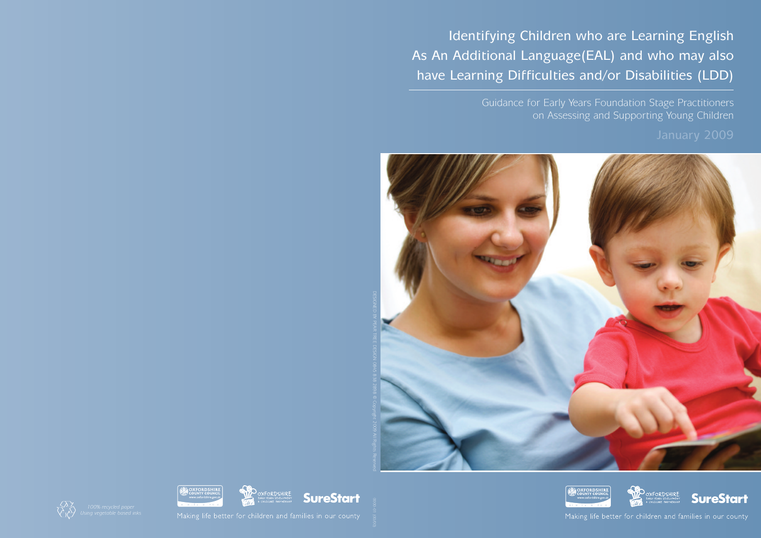# Identifying Children who are Learning English As An Additional Language(EAL) and who may also have Learning Difficulties and/or Disabilities (LDD)

## Guidance for Early Years Foundation Stage Practitioners on Assessing and Supporting Young Children

January 2009

DESIGNED BY PEAR TREE DESIGN 0845 838 2898 © Copyright 2009 All Rights Reserved

*100% recycled paper*
*Using vegetable based inks*

Oxfordshire County Council www.oxfordshire.gov.uk

Oxfordshire Early Years Development & Childcare Partnership

SureStart

Making life better for children and families in our county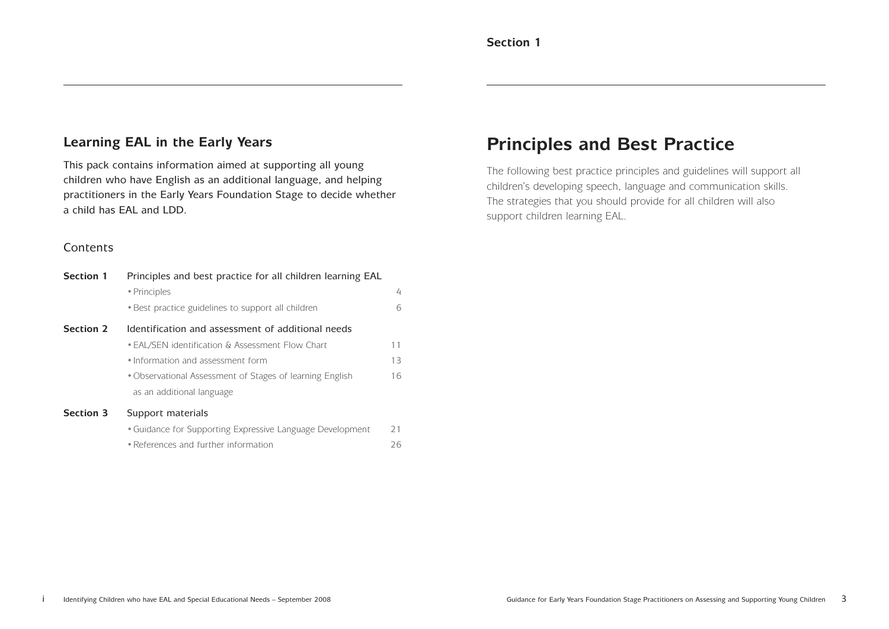## Learning EAL in the Early Years

This pack contains information aimed at supporting all young children who have English as an additional language, and helping practitioners in the Early Years Foundation Stage to decide whether a child has EAL and LDD.

### Contents

| | | |
|---|---|---|
| **Section 1** | Principles and best practice for all children learning EAL | |
| | • Principles | 4 |
| | • Best practice guidelines to support all children | 6 |
| **Section 2** | Identification and assessment of additional needs | |
| | • EAL/SEN identification & Assessment Flow Chart | 11 |
| | • Information and assessment form | 13 |
| | • Observational Assessment of Stages of learning English as an additional language | 16 |
| **Section 3** | Support materials | |
| | • Guidance for Supporting Expressive Language Development | 21 |
| | • References and further information | 26 |

**Section 1**

# Principles and Best Practice

The following best practice principles and guidelines will support all children's developing speech, language and communication skills. The strategies that you should provide for all children will also support children learning EAL.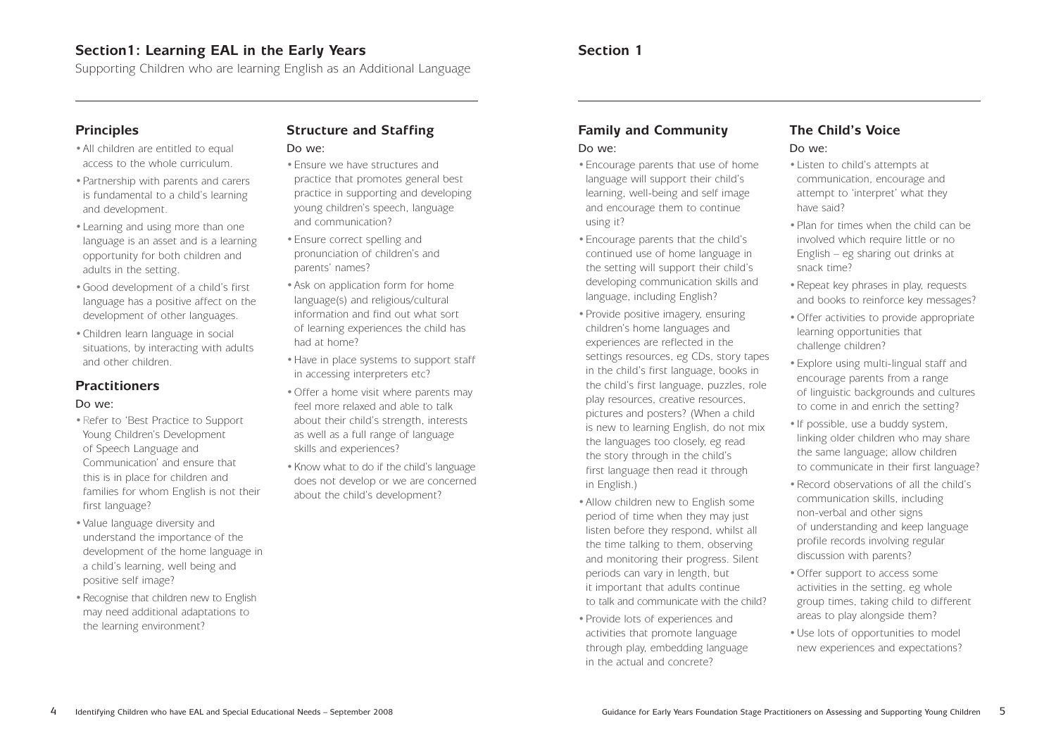## Section1: Learning EAL in the Early Years

Supporting Children who are learning English as an Additional Language

### Principles

- All children are entitled to equal access to the whole curriculum.
- Partnership with parents and carers is fundamental to a child's learning and development.
- Learning and using more than one language is an asset and is a learning opportunity for both children and adults in the setting.
- Good development of a child's first language has a positive affect on the development of other languages.
- Children learn language in social situations, by interacting with adults and other children.

### Practitioners

Do we:

- Refer to 'Best Practice to Support Young Children's Development of Speech Language and Communication' and ensure that this is in place for children and families for whom English is not their first language?
- Value language diversity and understand the importance of the development of the home language in a child's learning, well being and positive self image?
- Recognise that children new to English may need additional adaptations to the learning environment?

### Structure and Staffing

Do we:

- Ensure we have structures and practice that promotes general best practice in supporting and developing young children's speech, language and communication?
- Ensure correct spelling and pronunciation of children's and parents' names?
- Ask on application form for home language(s) and religious/cultural information and find out what sort of learning experiences the child has had at home?
- Have in place systems to support staff in accessing interpreters etc?
- Offer a home visit where parents may feel more relaxed and able to talk about their child's strength, interests as well as a full range of language skills and experiences?
- Know what to do if the child's language does not develop or we are concerned about the child's development?

## Section 1

### Family and Community

Do we:

- Encourage parents that use of home language will support their child's learning, well-being and self image and encourage them to continue using it?
- Encourage parents that the child's continued use of home language in the setting will support their child's developing communication skills and language, including English?
- Provide positive imagery, ensuring children's home languages and experiences are reflected in the settings resources, eg CDs, story tapes in the child's first language, books in the child's first language, puzzles, role play resources, creative resources, pictures and posters? (When a child is new to learning English, do not mix the languages too closely, eg read the story through in the child's first language then read it through in English.)
- Allow children new to English some period of time when they may just listen before they respond, whilst all the time talking to them, observing and monitoring their progress. Silent periods can vary in length, but it important that adults continue to talk and communicate with the child?
- Provide lots of experiences and activities that promote language through play, embedding language in the actual and concrete?

### The Child's Voice

Do we:

- Listen to child's attempts at communication, encourage and attempt to 'interpret' what they have said?
- Plan for times when the child can be involved which require little or no English – eg sharing out drinks at snack time?
- Repeat key phrases in play, requests and books to reinforce key messages?
- Offer activities to provide appropriate learning opportunities that challenge children?
- Explore using multi-lingual staff and encourage parents from a range of linguistic backgrounds and cultures to come in and enrich the setting?
- If possible, use a buddy system, linking older children who may share the same language; allow children to communicate in their first language?
- Record observations of all the child's communication skills, including non-verbal and other signs of understanding and keep language profile records involving regular discussion with parents?
- Offer support to access some activities in the setting, eg whole group times, taking child to different areas to play alongside them?
- Use lots of opportunities to model new experiences and expectations?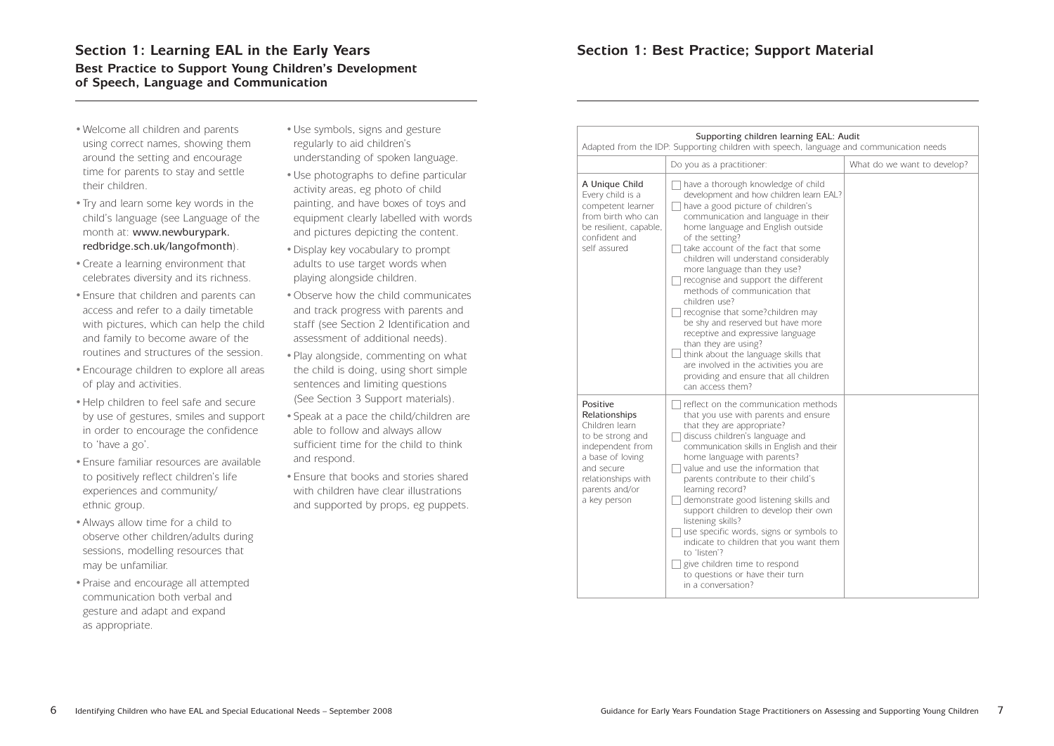## Section 1: Learning EAL in the Early Years

### Best Practice to Support Young Children's Development of Speech, Language and Communication

- Welcome all children and parents using correct names, showing them around the setting and encourage time for parents to stay and settle their children.
- Try and learn some key words in the child's language (see Language of the month at: www.newburypark.redbridge.sch.uk/langofmonth).
- Create a learning environment that celebrates diversity and its richness.
- Ensure that children and parents can access and refer to a daily timetable with pictures, which can help the child and family to become aware of the routines and structures of the session.
- Encourage children to explore all areas of play and activities.
- Help children to feel safe and secure by use of gestures, smiles and support in order to encourage the confidence to 'have a go'.
- Ensure familiar resources are available to positively reflect children's life experiences and community/ ethnic group.
- Always allow time for a child to observe other children/adults during sessions, modelling resources that may be unfamiliar.
- Praise and encourage all attempted communication both verbal and gesture and adapt and expand as appropriate.
- Use symbols, signs and gesture regularly to aid children's understanding of spoken language.
- Use photographs to define particular activity areas, eg photo of child painting, and have boxes of toys and equipment clearly labelled with words and pictures depicting the content.
- Display key vocabulary to prompt adults to use target words when playing alongside children.
- Observe how the child communicates and track progress with parents and staff (see Section 2 Identification and assessment of additional needs).
- Play alongside, commenting on what the child is doing, using short simple sentences and limiting questions (See Section 3 Support materials).
- Speak at a pace the child/children are able to follow and always allow sufficient time for the child to think and respond.
- Ensure that books and stories shared with children have clear illustrations and supported by props, eg puppets.

## Section 1: Best Practice; Support Material

Supporting children learning EAL: Audit
Adapted from the IDP: Supporting children with speech, language and communication needs

| | Do you as a practitioner: | What do we want to develop? |
|---|---|---|
| **A Unique Child** Every child is a competent learner from birth who can be resilient, capable, confident and self assured | ☐ have a thorough knowledge of child development and how children learn EAL?<br>☐ have a good picture of children's communication and language in their home language and English outside of the setting?<br>☐ take account of the fact that some children will understand considerably more language than they use?<br>☐ recognise and support the different methods of communication that children use?<br>☐ recognise that some?children may be shy and reserved but have more receptive and expressive language than they are using?<br>☐ think about the language skills that are involved in the activities you are providing and ensure that all children can access them? | |
| **Positive Relationships** Children learn to be strong and independent from a base of loving and secure relationships with parents and/or a key person | ☐ reflect on the communication methods that you use with parents and ensure that they are appropriate?<br>☐ discuss children's language and communication skills in English and their home language with parents?<br>☐ value and use the information that parents contribute to their child's learning record?<br>☐ demonstrate good listening skills and support children to develop their own listening skills?<br>☐ use specific words, signs or symbols to indicate to children that you want them to 'listen'?<br>☐ give children time to respond to questions or have their turn in a conversation? | |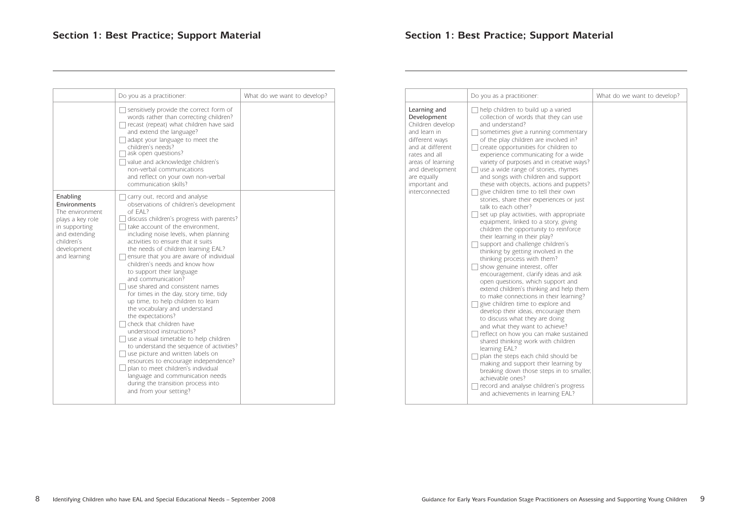## Section 1: Best Practice; Support Material

| | Do you as a practitioner: | What do we want to develop? |
|---|---|---|
| | ☐ sensitively provide the correct form of words rather than correcting children?<br>☐ recast (repeat) what children have said and extend the language?<br>☐ adapt your language to meet the children's needs?<br>☐ ask open questions?<br>☐ value and acknowledge children's non-verbal communications and reflect on your own non-verbal communication skills? | |
| **Enabling Environments**<br>The environment plays a key role in supporting and extending children's development and learning | ☐ carry out, record and analyse observations of children's development of EAL?<br>☐ discuss children's progress with parents?<br>☐ take account of the environment, including noise levels, when planning activities to ensure that it suits the needs of children learning EAL?<br>☐ ensure that you are aware of individual children's needs and know how to support their language and communication?<br>☐ use shared and consistent names for times in the day, story time, tidy up time, to help children to learn the vocabulary and understand the expectations?<br>☐ check that children have understood instructions?<br>☐ use a visual timetable to help children to understand the sequence of activities?<br>☐ use picture and written labels on resources to encourage independence?<br>☐ plan to meet children's individual language and communication needs during the transition process into and from your setting? | |

## Section 1: Best Practice; Support Material

| | Do you as a practitioner: | What do we want to develop? |
|---|---|---|
| **Learning and Development**<br>Children develop and learn in different ways and at different rates and all areas of learning and development are equally important and interconnected | ☐ help children to build up a varied collection of words that they can use and understand?<br>☐ sometimes give a running commentary of the play children are involved in?<br>☐ create opportunities for children to experience communicating for a wide variety of purposes and in creative ways?<br>☐ use a wide range of stories, rhymes and songs with children and support these with objects, actions and puppets?<br>☐ give children time to tell their own stories, share their experiences or just talk to each other?<br>☐ set up play activities, with appropriate equipment, linked to a story, giving children the opportunity to reinforce their learning in their play?<br>☐ support and challenge children's thinking by getting involved in the thinking process with them?<br>☐ show genuine interest, offer encouragement, clarify ideas and ask open questions, which support and extend children's thinking and help them to make connections in their learning?<br>☐ give children time to explore and develop their ideas, encourage them to discuss what they are doing and what they want to achieve?<br>☐ reflect on how you can make sustained shared thinking work with children learning EAL?<br>☐ plan the steps each child should be making and support their learning by breaking down those steps in to smaller, achievable ones?<br>☐ record and analyse children's progress and achievements in learning EAL? | |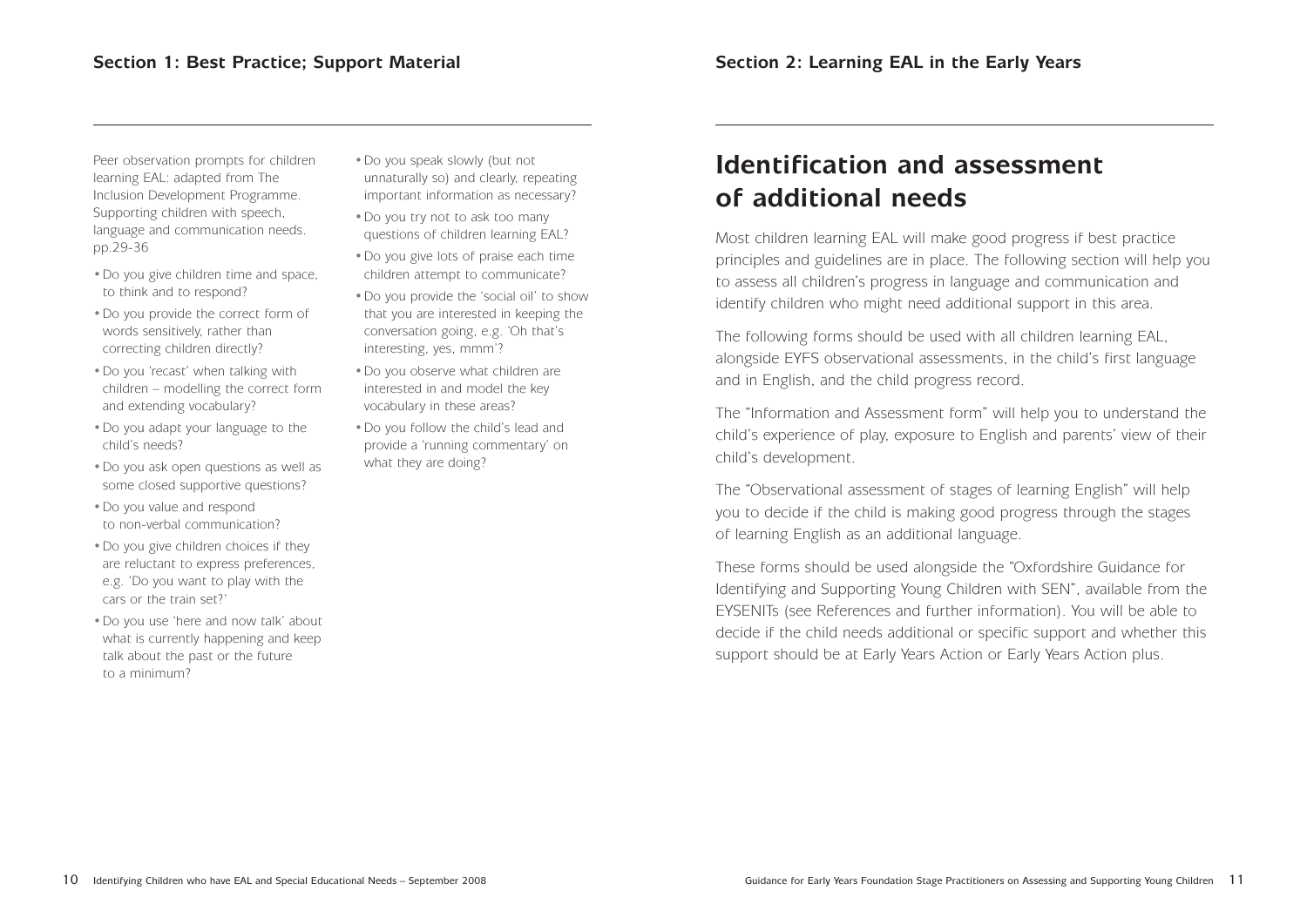Peer observation prompts for children learning EAL: adapted from The Inclusion Development Programme. Supporting children with speech, language and communication needs. pp.29-36

- Do you give children time and space, to think and to respond?
- Do you provide the correct form of words sensitively, rather than correcting children directly?
- Do you 'recast' when talking with children – modelling the correct form and extending vocabulary?
- Do you adapt your language to the child's needs?
- Do you ask open questions as well as some closed supportive questions?
- Do you value and respond to non-verbal communication?
- Do you give children choices if they are reluctant to express preferences, e.g. 'Do you want to play with the cars or the train set?'
- Do you use 'here and now talk' about what is currently happening and keep talk about the past or the future to a minimum?
- Do you speak slowly (but not unnaturally so) and clearly, repeating important information as necessary?
- Do you try not to ask too many questions of children learning EAL?
- Do you give lots of praise each time children attempt to communicate?
- Do you provide the 'social oil' to show that you are interested in keeping the conversation going, e.g. 'Oh that's interesting, yes, mmm'?
- Do you observe what children are interested in and model the key vocabulary in these areas?
- Do you follow the child's lead and provide a 'running commentary' on what they are doing?

## Section 2: Learning EAL in the Early Years

# Identification and assessment of additional needs

Most children learning EAL will make good progress if best practice principles and guidelines are in place. The following section will help you to assess all children's progress in language and communication and identify children who might need additional support in this area.

The following forms should be used with all children learning EAL, alongside EYFS observational assessments, in the child's first language and in English, and the child progress record.

The "Information and Assessment form" will help you to understand the child's experience of play, exposure to English and parents' view of their child's development.

The "Observational assessment of stages of learning English" will help you to decide if the child is making good progress through the stages of learning English as an additional language.

These forms should be used alongside the "Oxfordshire Guidance for Identifying and Supporting Young Children with SEN", available from the EYSENITs (see References and further information). You will be able to decide if the child needs additional or specific support and whether this support should be at Early Years Action or Early Years Action plus.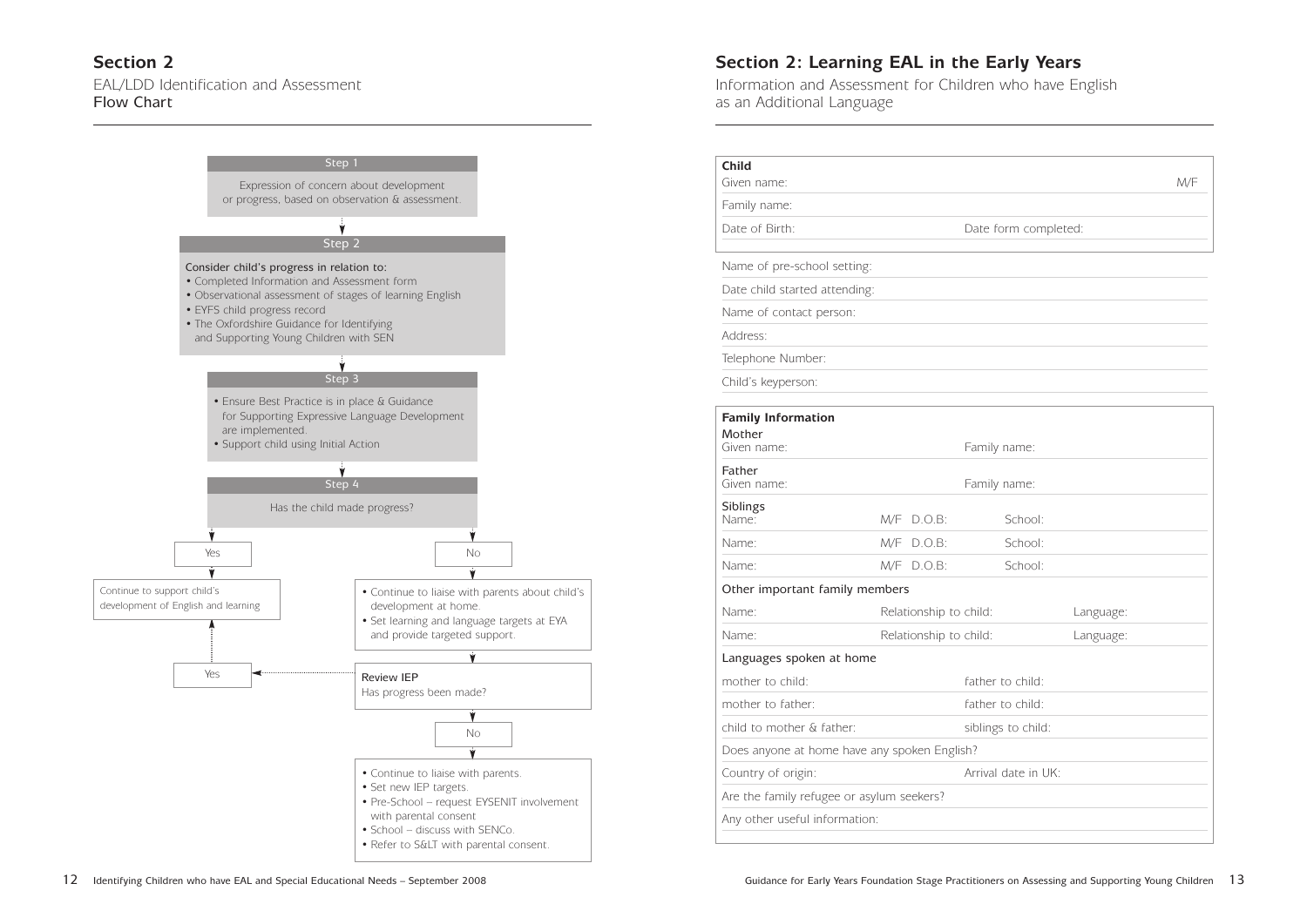## Section 2

EAL/LDD Identification and Assessment
Flow Chart

**Step 1**

Expression of concern about development or progress, based on observation & assessment.

↓

**Step 2**

Consider child's progress in relation to:

- Completed Information and Assessment form
- Observational assessment of stages of learning English
- EYFS child progress record
- The Oxfordshire Guidance for Identifying and Supporting Young Children with SEN

↓

**Step 3**

- Ensure Best Practice is in place & Guidance for Supporting Expressive Language Development are implemented.
- Support child using Initial Action

↓

**Step 4**

Has the child made progress?

**Yes** → Continue to support child's development of English and learning

**No** →

- Continue to liaise with parents about child's development at home.
- Set learning and language targets at EYA and provide targeted support.

↓

**Review IEP**
Has progress been made?

**Yes** → Continue to support child's development of English and learning

**No** →

- Continue to liaise with parents.
- Set new IEP targets.
- Pre-School – request EYSENIT involvement with parental consent
- School – discuss with SENCo.
- Refer to S&LT with parental consent.

## Section 2: Learning EAL in the Early Years

Information and Assessment for Children who have English as an Additional Language

**Child**

Given name: M/F

Family name:

Date of Birth: Date form completed:

Name of pre-school setting:

Date child started attending:

Name of contact person:

Address:

Telephone Number:

Child's keyperson:

**Family Information**

Mother
Given name: Family name:

Father
Given name: Family name:

Siblings

| Name: | M/F | D.O.B: | School: |
|---|---|---|---|
| Name: | M/F | D.O.B: | School: |
| Name: | M/F | D.O.B: | School: |

Other important family members

| Name: | Relationship to child: | Language: |
|---|---|---|
| Name: | Relationship to child: | Language: |

Languages spoken at home

| mother to child: | father to child: |
|---|---|
| mother to father: | father to child: |
| child to mother & father: | siblings to child: |

Does anyone at home have any spoken English?

Country of origin: Arrival date in UK:

Are the family refugee or asylum seekers?

Any other useful information: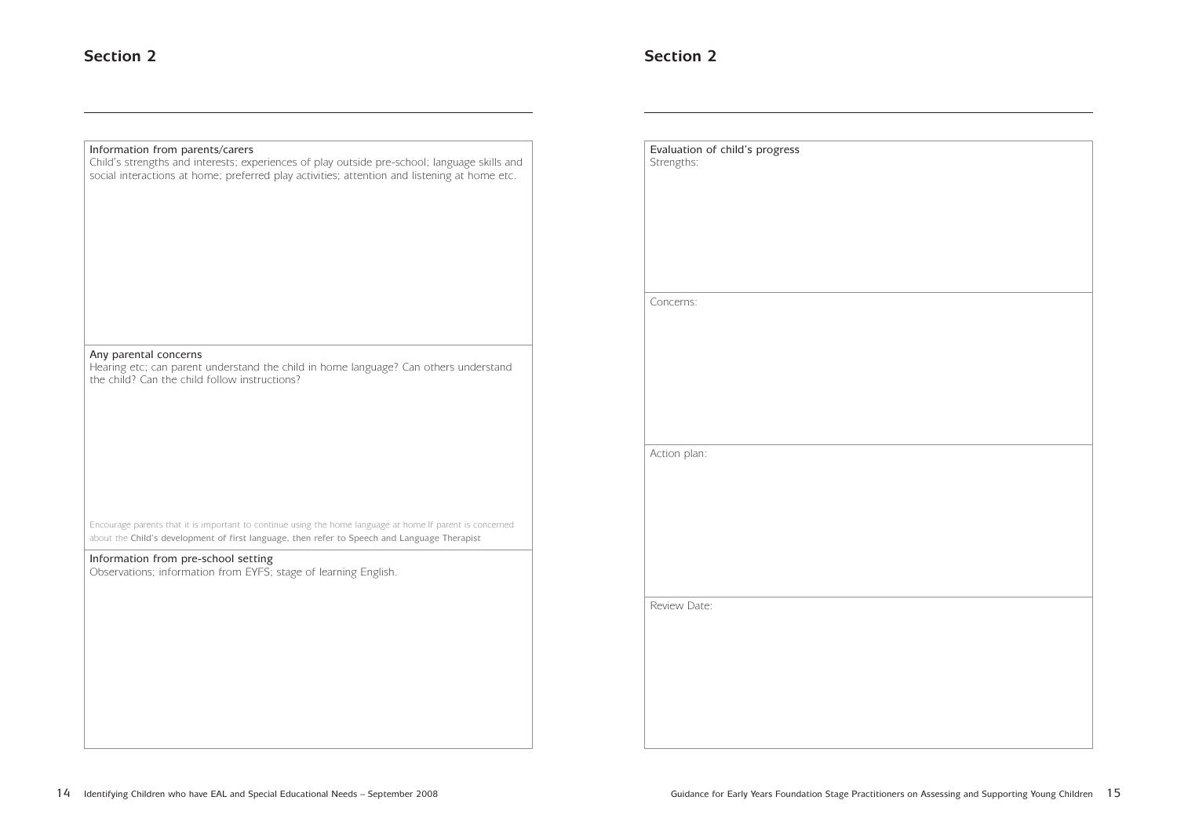## Section 2

**Information from parents/carers**

Child's strengths and interests; experiences of play outside pre-school; language skills and social interactions at home; preferred play activities; attention and listening at home etc.

**Any parental concerns**

Hearing etc; can parent understand the child in home language? Can others understand the child? Can the child follow instructions?

Encourage parents that it is important to continue using the home language at home.If parent is concerned about the Child's development of first language, then refer to Speech and Language Therapist

**Information from pre-school setting**

Observations; information from EYFS; stage of learning English.

## Section 2

**Evaluation of child's progress**

Strengths:

Concerns:

Action plan:

Review Date: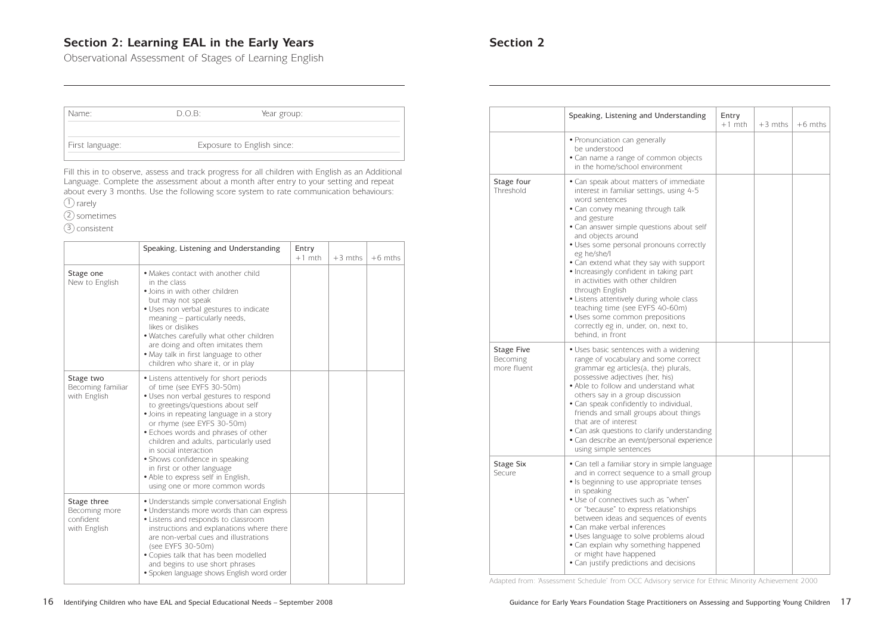## Section 2: Learning EAL in the Early Years

Observational Assessment of Stages of Learning English

| Name: | D.O.B: | Year group: |
|---|---|---|
| First language: | Exposure to English since: | |

Fill this in to observe, assess and track progress for all children with English as an Additional Language. Complete the assessment about a month after entry to your setting and repeat about every 3 months. Use the following score system to rate communication behaviours:

(1) rarely

(2) sometimes

(3) consistent

| | Speaking, Listening and Understanding | Entry +1 mth | +3 mths | +6 mths |
|---|---|---|---|---|
| Stage one<br>New to English | • Makes contact with another child in the class<br>• Joins in with other children but may not speak<br>• Uses non verbal gestures to indicate meaning – particularly needs, likes or dislikes<br>• Watches carefully what other children are doing and often imitates them<br>• May talk in first language to other children who share it, or in play | | | |
| Stage two<br>Becoming familiar with English | • Listens attentively for short periods of time (see EYFS 30-50m)<br>• Uses non verbal gestures to respond to greetings/questions about self<br>• Joins in repeating language in a story or rhyme (see EYFS 30-50m)<br>• Echoes words and phrases of other children and adults, particularly used in social interaction<br>• Shows confidence in speaking in first or other language<br>• Able to express self in English, using one or more common words | | | |
| Stage three<br>Becoming more confident with English | • Understands simple conversational English<br>• Understands more words than can express<br>• Listens and responds to classroom instructions and explanations where there are non-verbal cues and illustrations (see EYFS 30-50m)<br>• Copies talk that has been modelled and begins to use short phrases<br>• Spoken language shows English word order | | | |
| | • Pronunciation can generally be understood<br>• Can name a range of common objects in the home/school environment | | | |
| Stage four<br>Threshold | • Can speak about matters of immediate interest in familiar settings, using 4-5 word sentences<br>• Can convey meaning through talk and gesture<br>• Can answer simple questions about self and objects around<br>• Uses some personal pronouns correctly eg he/she/I<br>• Can extend what they say with support<br>• Increasingly confident in taking part in activities with other children through English<br>• Listens attentively during whole class teaching time (see EYFS 40-60m)<br>• Uses some common prepositions correctly eg in, under, on, next to, behind, in front | | | |
| Stage Five<br>Becoming more fluent | • Uses basic sentences with a widening range of vocabulary and some correct grammar eg articles(a, the) plurals, possessive adjectives (her, his)<br>• Able to follow and understand what others say in a group discussion<br>• Can speak confidently to individual, friends and small groups about things that are of interest<br>• Can ask questions to clarify understanding<br>• Can describe an event/personal experience using simple sentences | | | |
| Stage Six<br>Secure | • Can tell a familiar story in simple language and in correct sequence to a small group<br>• Is beginning to use appropriate tenses in speaking<br>• Use of connectives such as "when" or "because" to express relationships between ideas and sequences of events<br>• Can make verbal inferences<br>• Uses language to solve problems aloud<br>• Can explain why something happened or might have happened<br>• Can justify predictions and decisions | | | |

Adapted from: 'Assessment Schedule' from OCC Advisory service for Ethnic Minority Achievement 2000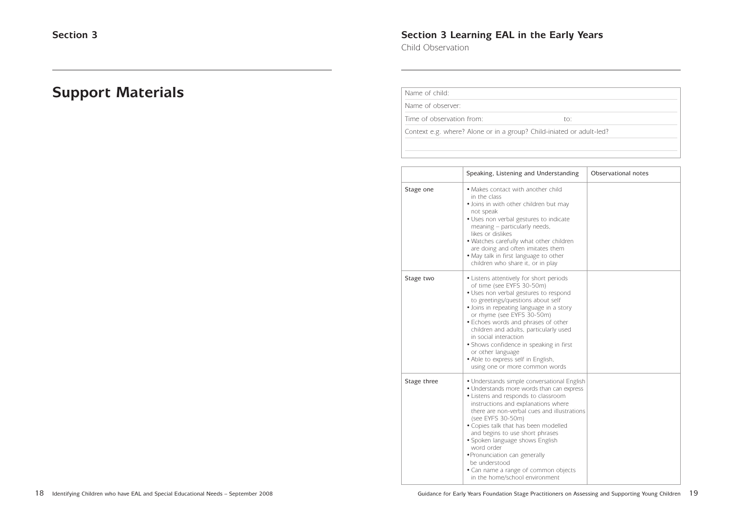## Section 3

# Support Materials

## Section 3 Learning EAL in the Early Years

Child Observation

| |
|---|
| Name of child: |
| Name of observer: |
| Time of observation from: to: |
| Context e.g. where? Alone or in a group? Child-iniated or adult-led? |
| |

| | Speaking, Listening and Understanding | Observational notes |
|---|---|---|
| Stage one | • Makes contact with another child in the class<br>• Joins in with other children but may not speak<br>• Uses non verbal gestures to indicate meaning – particularly needs, likes or dislikes<br>• Watches carefully what other children are doing and often imitates them<br>• May talk in first language to other children who share it, or in play | |
| Stage two | • Listens attentively for short periods of time (see EYFS 30-50m)<br>• Uses non verbal gestures to respond to greetings/questions about self<br>• Joins in repeating language in a story or rhyme (see EYFS 30-50m)<br>• Echoes words and phrases of other children and adults, particularly used in social interaction<br>• Shows confidence in speaking in first or other language<br>• Able to express self in English, using one or more common words | |
| Stage three | • Understands simple conversational English<br>• Understands more words than can express<br>• Listens and responds to classroom instructions and explanations where there are non-verbal cues and illustrations (see EYFS 30-50m)<br>• Copies talk that has been modelled and begins to use short phrases<br>• Spoken language shows English word order<br>• Pronunciation can generally be understood<br>• Can name a range of common objects in the home/school environment | |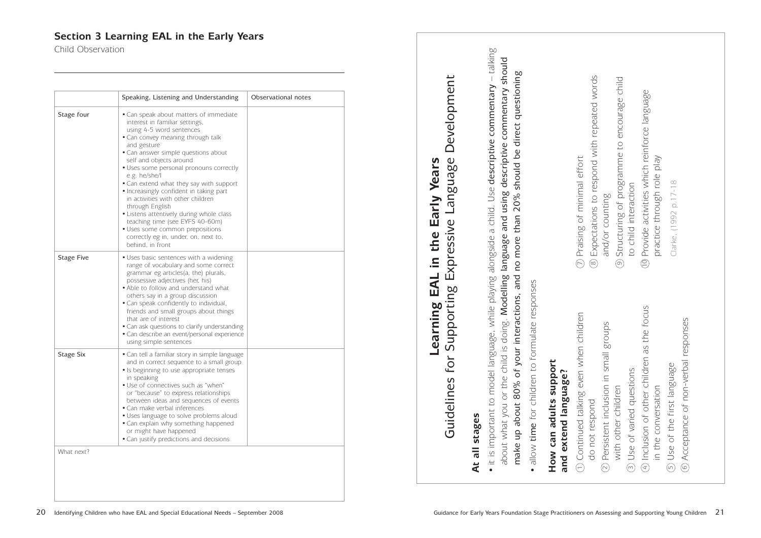## Section 3 Learning EAL in the Early Years

Child Observation

| | Speaking, Listening and Understanding | Observational notes |
|---|---|---|
| Stage four | • Can speak about matters of immediate interest in familiar settings, using 4-5 word sentences<br>• Can convey meaning through talk and gesture<br>• Can answer simple questions about self and objects around<br>• Uses some personal pronouns correctly e.g. he/she/I<br>• Can extend what they say with support<br>• Increasingly confident in taking part in activities with other children through English<br>• Listens attentively during whole class teaching time (see EYFS 40-60m)<br>• Uses some common prepositions correctly eg in, under, on, next to, behind, in front | |
| Stage Five | • Uses basic sentences with a widening range of vocabulary and some correct grammar eg articles(a, the) plurals, possessive adjectives (her, his)<br>• Able to follow and understand what others say in a group discussion<br>• Can speak confidently to individual, friends and small groups about things that are of interest<br>• Can ask questions to clarify understanding<br>• Can describe an event/personal experience using simple sentences | |
| Stage Six | • Can tell a familiar story in simple language and in correct sequence to a small group<br>• Is beginning to use appropriate tenses in speaking<br>• Use of connectives such as "when" or "because" to express relationships between ideas and sequences of events<br>• Can make verbal inferences<br>• Uses language to solve problems aloud<br>• Can explain why something happened or might have happened<br>• Can justify predictions and decisions | |
| What next? | | |

# Learning EAL in the Early Years

## Guidelines for Supporting Expressive Language Development

### At all stages

- it is important to model language, while playing alongside a child. Use **descriptive commentary** – talking about what you or the child is doing. **Modelling language and using descriptive commentary should make up about 80% of your interactions, and no more than 20% should be direct questioning**
- allow **time** for children to formulate responses

### How can adults support and extend language?

1. Continued talking even when children do not respond
2. Persistent inclusion in small groups with other children
3. Use of varied questions
4. Inclusion of other children as the focus in the conversation
5. Use of the first language
6. Acceptance of non-verbal responses
7. Praising of minimal effort
8. Expectations to respond with repeated words and/or counting
9. Structuring of programme to encourage child to child interaction
10. Provide activities which reinforce language practice through role play

Clarke, (1992 p.17-18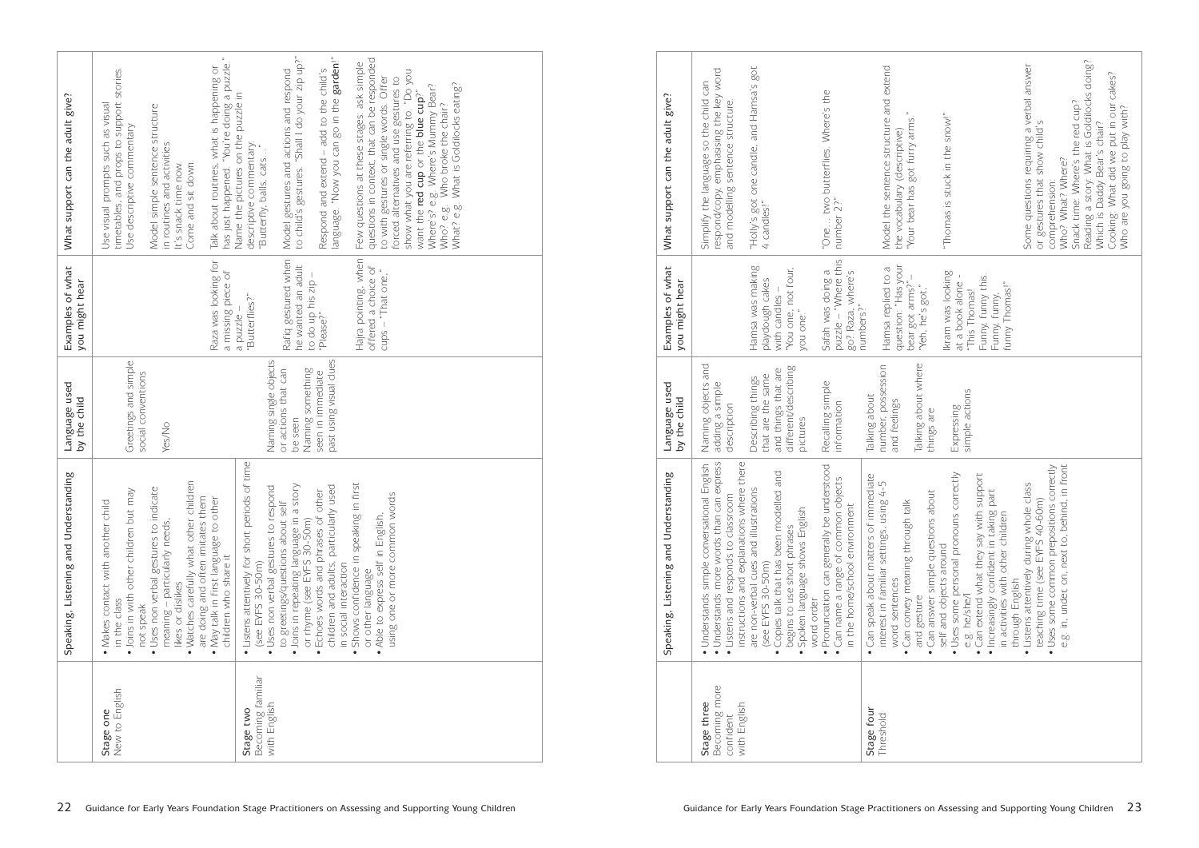| | Speaking, Listening and Understanding | Language used by the child | Examples of what you might hear | What support can the adult give? |
|---|---|---|---|---|
| **Stage one** New to English | • Makes contact with another child in the class<br>• Joins in with other children but may not speak<br>• Uses non verbal gestures to indicate meaning – particularly needs, likes or dislikes<br>• Watches carefully what other children are doing and often imitates them<br>• May talk in first language to other children who share it | Greetings and simple social conventions<br><br>Yes/No | <br><br><br><br>Raza was looking for a missing piece of a puzzle – "Butterflies?" | Use visual prompts such as visual timetables, and props to support stories. Use descriptive commentary<br><br>Model simple sentence structure in routines and activities: It's snack time now. Come and sit down.<br><br>Talk about routines, what is happening or has just happened. "You're doing a puzzle." Name the pictures on the puzzle in descriptive commentary. "Butterfly, balls, cats…" |
| **Stage two** Becoming familiar with English | • Listens attentively for short periods of time (see EYFS 30-50m)<br>• Uses non verbal gestures to respond to greetings/questions about self<br>• Joins in repeating language in a story or rhyme (see EYFS 30-50m)<br>• Echoes words and phrases of other children and adults, particularly used in social interaction<br>• Shows confidence in speaking in first or other language<br>• Able to express self in English, using one or more common words | Naming single objects or actions that can be seen<br>Naming something seen in immediate past using visual clues | Rafiq gestured when he wanted an adult to do up his zip – "Please?"<br><br>Hajra pointing, when offered a choice of cups – "That one." | Model gestures and actions and respond to child's gestures. "Shall I do your zip up?"<br><br>Respond and extend – add to the child's language. "Now you can go in the **garden**!"<br><br>Few questions at these stages: ask simple questions in context, that can be responded to with gestures or single words. Offer forced alternatives and use gestures to show what you are referring to. "Do you want the **red cup** or the **blue cup**?" Where's? e.g. Where's Mummy Bear? Who? e.g. Who broke the chair? What? e.g. What is Goldilocks eating? |

| | Speaking, Listening and Understanding | Language used by the child | Examples of what you might hear | What support can the adult give? |
|---|---|---|---|---|
| **Stage three** Becoming more confident with English | • Understands simple conversational English<br>• Understands more words than can express<br>• Listens and responds to classroom instructions and explanations where there are non-verbal cues and illustrations (see EYFS 30-50m)<br>• Copies talk that has been modelled and begins to use short phrases<br>• Spoken language shows English word order<br>• Pronunciation can generally be understood<br>• Can name a range of common objects in the home/school environment | Naming objects and adding a simple description<br><br>Describing things that are the same and things that are different/describing pictures<br><br>Recalling simple information | <br><br>Hamsa was making playdough cakes with candles – "You one, not four, you one."<br><br>Safah was doing a puzzle – "Where this go? Raza, where's numbers?" | Simplify the language so the child can respond/copy, emphasising the key word and modelling sentence structure.<br><br>"Holly's got one candle, and Hamsa's got 4 candles!"<br><br>"One… two butterflies. Where's the number 2?" |
| **Stage four** Threshold | • Can speak about matters of immediate interest in familiar settings, using 4-5 word sentences<br>• Can convey meaning through talk and gesture<br>• Can answer simple questions about self and objects around<br>• Uses some personal pronouns correctly e.g. he/she/I<br>• Can extend what they say with support<br>• Increasingly confident in taking part in activities with other children through English<br>• Listens attentively during whole class teaching time (see EYFS 40-60m)<br>• Uses some common prepositions correctly e.g. in, under, on, next to, behind, in front | Talking about number, possession and feelings<br><br>Talking about where things are<br><br>Expressing simple actions | Hamsa replied to a question: "Has your bear got arms?" – "Yeh, he's got."<br><br>Ikram was looking at a book alone - "This Thomas! Funny, funny this. Funny, funny, funny Thomas!" | Model the sentence structure and extend the vocabulary (descriptive). "Your bear has got furry arms."<br><br>"Thomas is stuck in the snow!"<br><br>Some questions requiring a verbal answer or gestures that show child's comprehension.<br>Who? What? Where?<br>Snack time: Where's the red cup?<br>Reading a story: What is Goldilocks doing? Which is Daddy Bear's chair?<br>Cooking: What did we put in our cakes? Who are you going to play with? |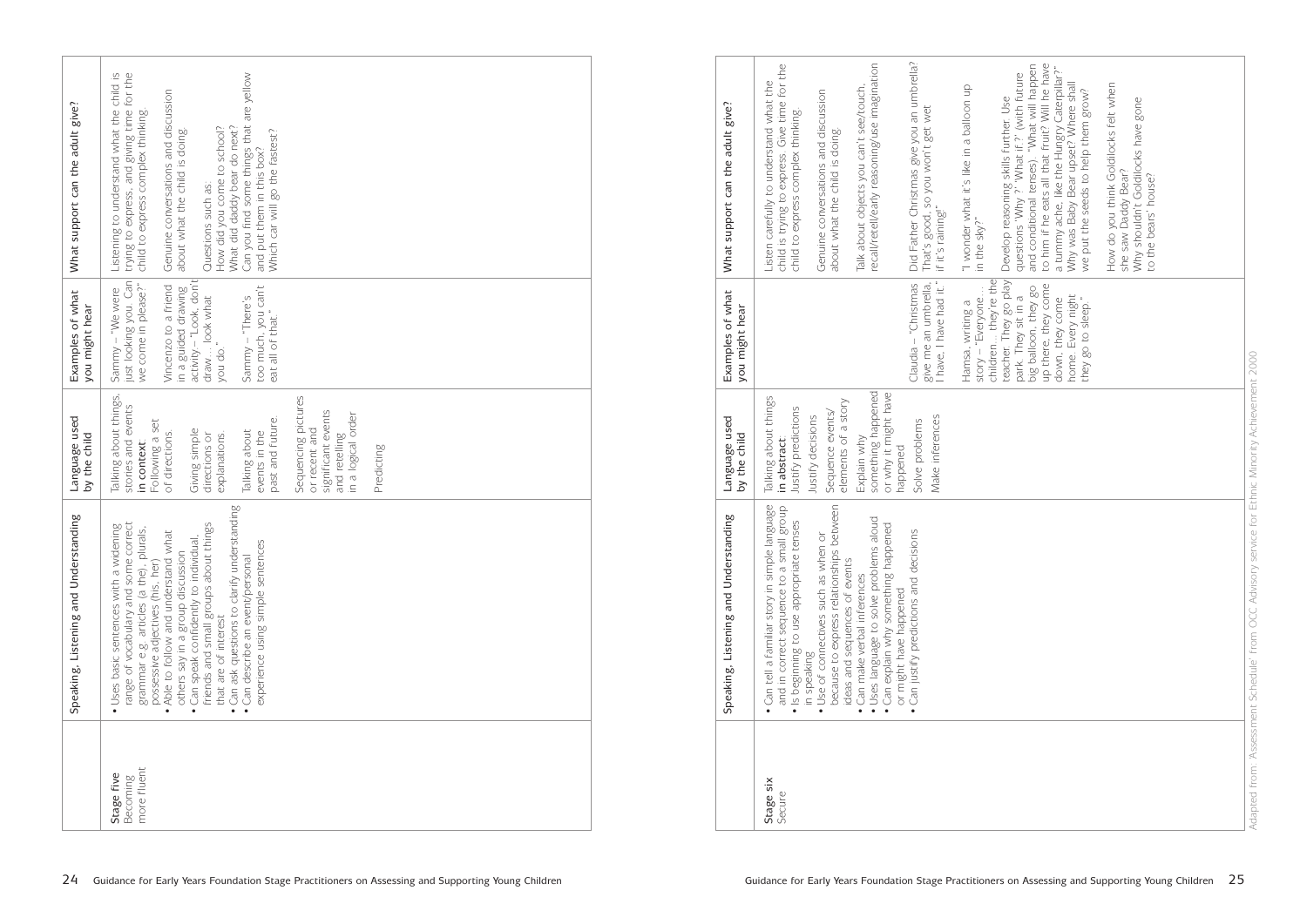| | Speaking, Listening and Understanding | Language used by the child | Examples of what you might hear | What support can the adult give? |
|---|---|---|---|---|
| Stage five Becoming more fluent | • Uses basic sentences with a widening range of vocabulary and some correct grammar e.g. articles (a the), plurals, possessive adjectives (his, her)<br>• Able to follow and understand what others say in a group discussion<br>• Can speak confidently to individual friends and small groups about things that are of interest<br>• Can ask questions to clarify understanding<br>• Can describe an event/personal experience using simple sentences | Talking about things, stories and events **in context**<br>Following a set of directions.<br>Giving simple directions or explanations.<br>Talking about events in the past and future.<br>Sequencing pictures or recent and significant events and retelling in a logical order<br>Predicting | Sammy – "We were just looking you. Can we come in please?"<br>Vincenzo to a friend in a guided drawing activity – "Look, don't draw… look what you do."<br>Sammy – "There's too much, you can't eat all of that." | Listening to understand what the child is trying to express, and giving time for the child to express complex thinking.<br>Genuine conversations and discussion about what the child is doing.<br>Questions such as:<br>How did you come to school?<br>What did daddy bear do next?<br>Can you find some things that are yellow and put them in this box?<br>Which car will go the fastest? |
| Stage six Secure | • Can tell a familiar story in simple language and in correct sequence to a small group<br>• Is beginning to use appropriate tenses in speaking<br>• Use of connectives such as when or because to express relationships between ideas and sequences of events<br>• Can make verbal inferences<br>• Uses language to solve problems aloud<br>• Can explain why something happened or might have happened<br>• Can justify predictions and decisions | Talking about things **in abstract**<br>Justify predictions<br>Justify decisions<br>Sequence events/elements of a story<br>Explain why something happened or why it might have happened<br>Solve problems<br>Make inferences | Claudia – "Christmas give me an umbrella, I have, I have had it."<br>Hamsa, writing a story – "Everyone… children… they're the teacher. They go play park. They sit in a big balloon, they go up there, they come down, they come home. Every night they go to sleep." | Listen carefully to understand what the child is trying to express. Give time for the child to express complex thinking.<br>Genuine conversations and discussion about what the child is doing.<br>Talk about objects you can't see/touch, recall/retell/early reasoning/use imagination<br>Did Father Christmas give you an umbrella? That's good, so you won't get wet if it's raining!"<br>"I wonder what it's like in a balloon up in the sky?"<br>Develop reasoning skills further. Use questions 'Why ?' 'What if ?' (with future and conditional tenses). "What will happen to him if he eats all that fruit? Will he have a tummy ache, like the Hungry Caterpillar?" Why was Baby Bear upset? Where shall we put the seeds to help them grow?<br>How do you think Goldilocks felt when she saw Daddy Bear?<br>Why shouldn't Goldilocks have gone to the bears' house? |

Adapted from 'Assessment Schedule' from OCC Advisory service for Ethnic Minority Achievement 2000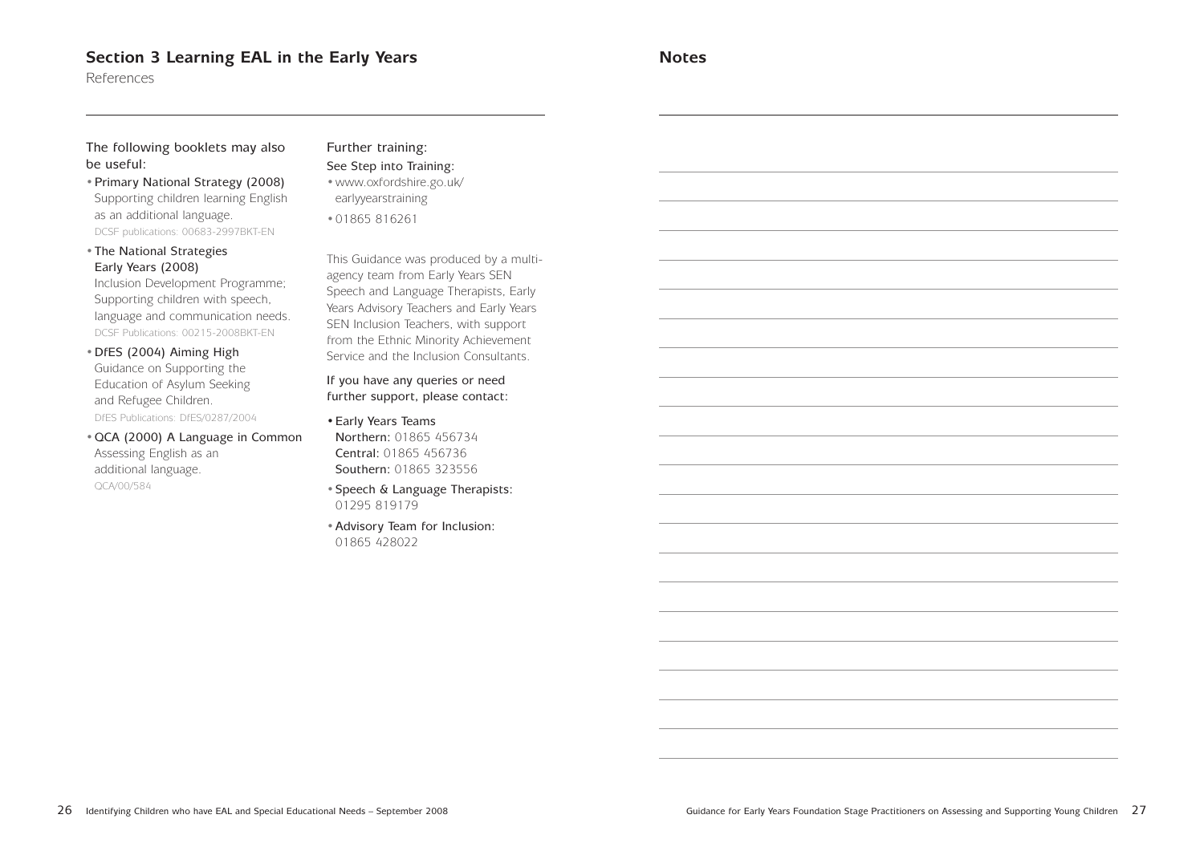## Section 3 Learning EAL in the Early Years

References

The following booklets may also be useful:

- **Primary National Strategy (2008)**
  Supporting children learning English as an additional language.
  DCSF publications: 00683-2997BKT-EN
- **The National Strategies Early Years (2008)**
  Inclusion Development Programme; Supporting children with speech, language and communication needs.
  DCSF Publications: 00215-2008BKT-EN
- **DfES (2004) Aiming High**
  Guidance on Supporting the Education of Asylum Seeking and Refugee Children.
  DfES Publications: DfES/0287/2004
- **QCA (2000) A Language in Common**
  Assessing English as an additional language.
  QCA/00/584

Further training:

See Step into Training:

- www.oxfordshire.go.uk/earlyyearstraining
- 01865 816261

This Guidance was produced by a multi-agency team from Early Years SEN Speech and Language Therapists, Early Years Advisory Teachers and Early Years SEN Inclusion Teachers, with support from the Ethnic Minority Achievement Service and the Inclusion Consultants.

If you have any queries or need further support, please contact:

- Early Years Teams
  **Northern:** 01865 456734
  **Central:** 01865 456736
  **Southern:** 01865 323556
- Speech & Language Therapists:
  01295 819179
- Advisory Team for Inclusion:
  01865 428022

## Notes